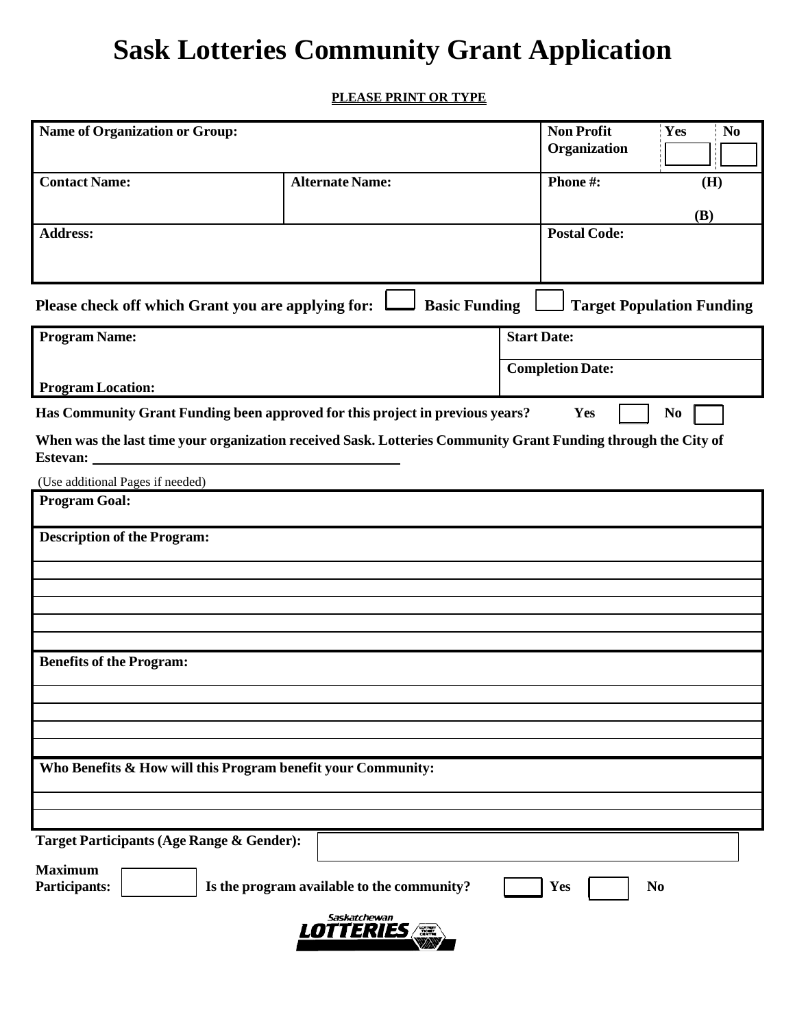# Sask Lotteries Community Grant Application

**PLEASE PRINT OR TYPE**

| **Name of Organization or Group:** | | **Non Profit Organization** Yes ☐ No ☐ |
|---|---|---|
| **Contact Name:** | **Alternate Name:** | **Phone #:** (H) (B) |
| **Address:** | | **Postal Code:** |

**Please check off which Grant you are applying for:** ☐ **Basic Funding** ☐ **Target Population Funding**

| **Program Name:** | **Start Date:** |
|---|---|
| | **Completion Date:** |
| **Program Location:** | |

**Has Community Grant Funding been approved for this project in previous years?** **Yes** ☐ **No** ☐

**When was the last time your organization received Sask. Lotteries Community Grant Funding through the City of Estevan:** ____________________

(Use additional Pages if needed)

**Program Goal:**

**Description of the Program:**

**Benefits of the Program:**

**Who Benefits & How will this Program benefit your Community:**

**Target Participants (Age Range & Gender):** ____________________

**Maximum Participants:** ☐ **Is the program available to the community?** ☐ **Yes** ☐ **No**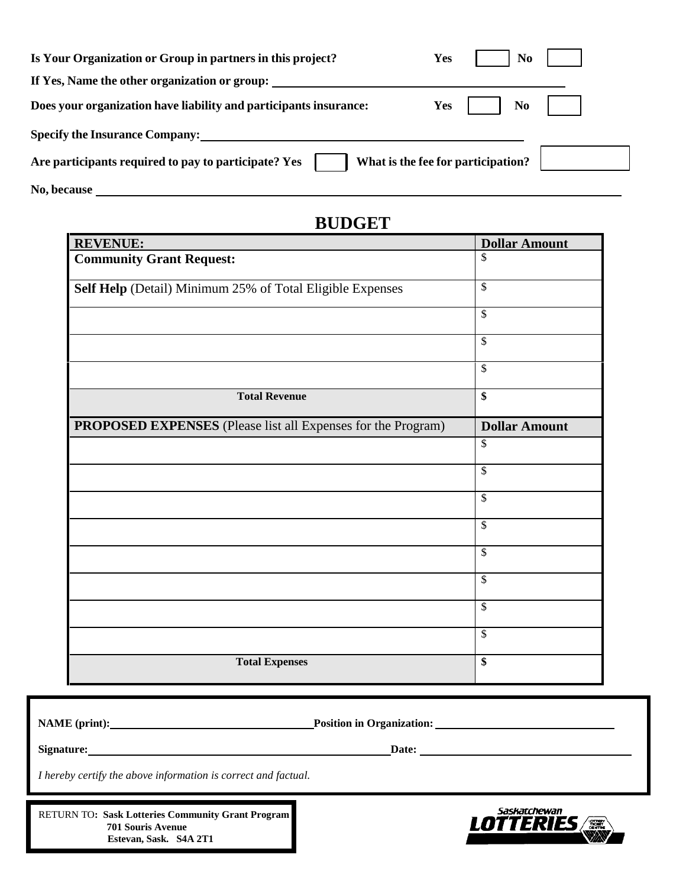**Is Your Organization or Group in partners in this project?** **Yes** ☐ **No** ☐

**If Yes, Name the other organization or group:** ______________________________

**Does your organization have liability and participants insurance:** **Yes** ☐ **No** ☐

**Specify the Insurance Company:** ______________________________

**Are participants required to pay to participate? Yes** ☐ **What is the fee for participation?** ☐

**No, because** ______________________________

# BUDGET

| **REVENUE:** | **Dollar Amount** |
| --- | --- |
| **Community Grant Request:** | $ |
| **Self Help** (Detail) Minimum 25% of Total Eligible Expenses | $ |
| | $ |
| | $ |
| | $ |
| **Total Revenue** | **$** |

| **PROPOSED EXPENSES** (Please list all Expenses for the Program) | **Dollar Amount** |
| --- | --- |
| | $ |
| | $ |
| | $ |
| | $ |
| | $ |
| | $ |
| | $ |
| | $ |
| **Total Expenses** | **$** |

**NAME (print):** ______________________ **Position in Organization:** ______________________

**Signature:** ______________________ **Date:** ______________________

*I hereby certify the above information is correct and factual.*

RETURN TO: **Sask Lotteries Community Grant Program**
**701 Souris Avenue**
**Estevan, Sask. S4A 2T1**

Saskatchewan LOTTERIES